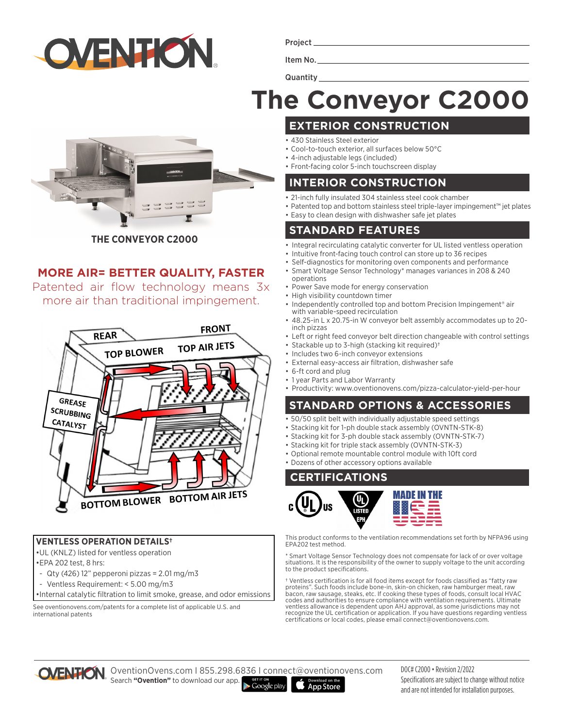Project ______________________

Item No. ______________________

Quantity ______________________

# The Conveyor C2000

THE CONVEYOR C2000

## MORE AIR= BETTER QUALITY, FASTER

Patented air flow technology means 3x more air than traditional impingement.

REAR
FRONT
TOP BLOWER
TOP AIR JETS
GREASE SCRUBBING CATALYST
BOTTOM BLOWER
BOTTOM AIR JETS

### VENTLESS OPERATION DETAILS†

- •UL (KNLZ) listed for ventless operation
- •EPA 202 test, 8 hrs:
  - Qty (426) 12" pepperoni pizzas = 2.01 mg/m3
  - Ventless Requirement: < 5.00 mg/m3
- •Internal catalytic filtration to limit smoke, grease, and odor emissions

See oventionovens.com/patents for a complete list of applicable U.S. and international patents

## EXTERIOR CONSTRUCTION

- 430 Stainless Steel exterior
- Cool-to-touch exterior, all surfaces below 50°C
- 4-inch adjustable legs (included)
- Front-facing color 5-inch touchscreen display

## INTERIOR CONSTRUCTION

- 21-inch fully insulated 304 stainless steel cook chamber
- Patented top and bottom stainless steel triple-layer impingement™ jet plates
- Easy to clean design with dishwasher safe jet plates

## STANDARD FEATURES

- Integral recirculating catalytic converter for UL listed ventless operation
- Intuitive front-facing touch control can store up to 36 recipes
- Self-diagnostics for monitoring oven components and performance
- Smart Voltage Sensor Technology* manages variances in 208 & 240 operations
- Power Save mode for energy conservation
- High visibility countdown timer
- Independently controlled top and bottom Precision Impingement® air with variable-speed recirculation
- 48.25-in L x 20.75-in W conveyor belt assembly accommodates up to 20-inch pizzas
- Left or right feed conveyor belt direction changeable with control settings
- Stackable up to 3-high (stacking kit required)†
- Includes two 6-inch conveyor extensions
- External easy-access air filtration, dishwasher safe
- 6-ft cord and plug
- 1 year Parts and Labor Warranty
- Productivity: www.oventionovens.com/pizza-calculator-yield-per-hour

## STANDARD OPTIONS & ACCESSORIES

- 50/50 split belt with individually adjustable speed settings
- Stacking kit for 1-ph double stack assembly (OVNTN-STK-8)
- Stacking kit for 3-ph double stack assembly (OVNTN-STK-7)
- Stacking kit for triple stack assembly (OVNTN-STK-3)
- Optional remote mountable control module with 10ft cord
- Dozens of other accessory options available

## CERTIFICATIONS

c UL us · UL LISTED EPH · MADE IN THE USA

This product conforms to the ventilation recommendations set forth by NFPA96 using EPA202 test method.

* Smart Voltage Sensor Technology does not compensate for lack of or over voltage situations. It is the responsibility of the owner to supply voltage to the unit according to the product specifications.

† Ventless certification is for all food items except for foods classified as "fatty raw proteins". Such foods include bone-in, skin-on chicken, raw hamburger meat, raw bacon, raw sausage, steaks, etc. If cooking these types of foods, consult local HVAC codes and authorities to ensure compliance with ventilation requirements. Ultimate ventless allowance is dependent upon AHJ approval, as some jurisdictions may not recognize the UL certification or application. If you have questions regarding ventless certifications or local codes, please email connect@oventionovens.com.

OventionOvens.com I 855.298.6836 I connect@oventionovens.com
Search **"Ovention"** to download our app.

DOC# C2000 • Revision 2/2022
Specifications are subject to change without notice and are not intended for installation purposes.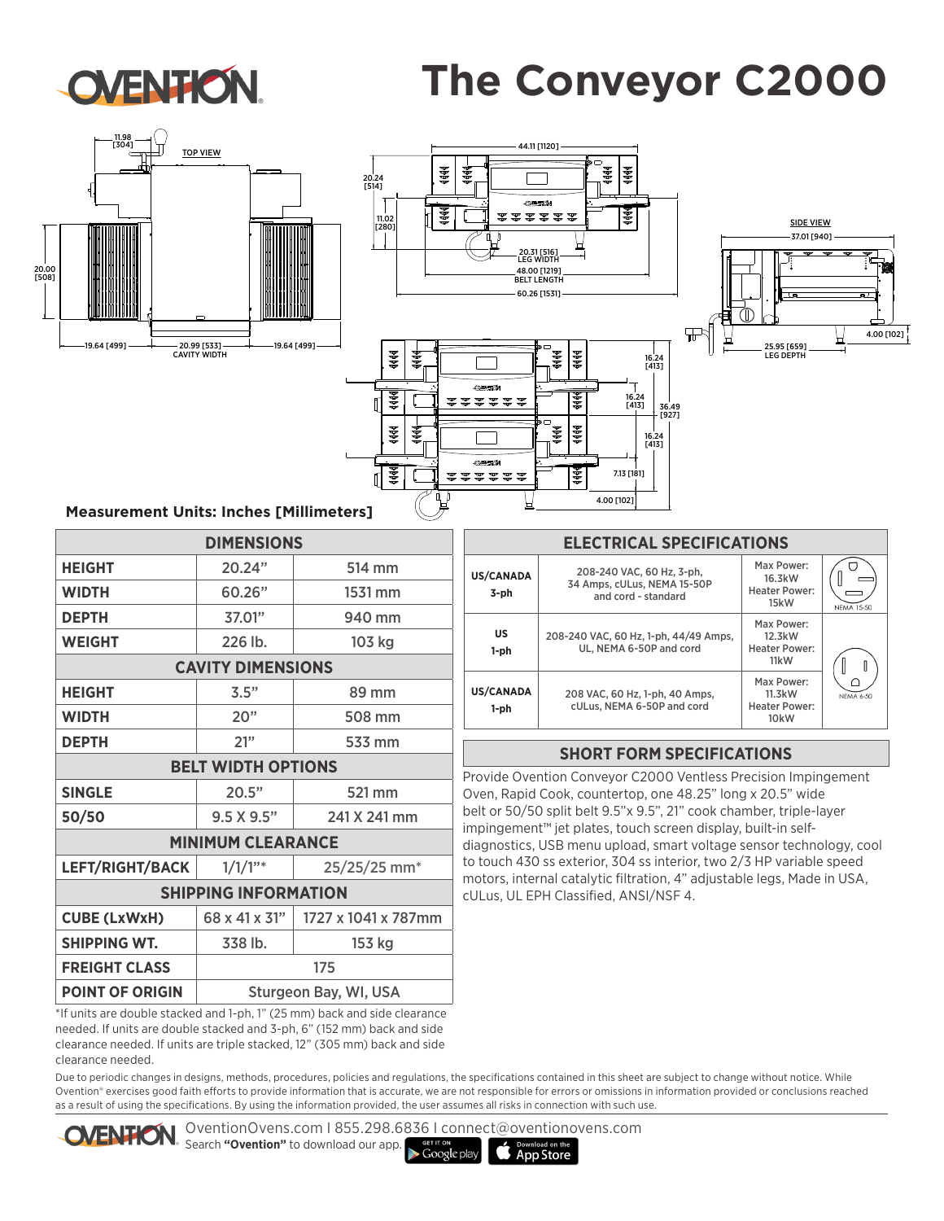# The Conveyor C2000

TOP VIEW

11.98 [304]

20.00 [508]

19.64 [499]

20.99 [533] CAVITY WIDTH

19.64 [499]

44.11 [1120]

20.24 [514]

11.02 [280]

20.31 [516] LEG WIDTH

48.00 [1219] BELT LENGTH

60.26 [1531]

SIDE VIEW

37.01 [940]

4.00 [102]

25.95 [659] LEG DEPTH

16.24 [413]

16.24 [413]

36.49 [927]

16.24 [413]

7.13 [181]

4.00 [102]

**Measurement Units: Inches [Millimeters]**

| DIMENSIONS | | |
|---|---|---|
| **HEIGHT** | 20.24" | 514 mm |
| **WIDTH** | 60.26" | 1531 mm |
| **DEPTH** | 37.01" | 940 mm |
| **WEIGHT** | 226 lb. | 103 kg |
| **CAVITY DIMENSIONS** | | |
| **HEIGHT** | 3.5" | 89 mm |
| **WIDTH** | 20" | 508 mm |
| **DEPTH** | 21" | 533 mm |
| **BELT WIDTH OPTIONS** | | |
| **SINGLE** | 20.5" | 521 mm |
| **50/50** | 9.5 X 9.5" | 241 X 241 mm |
| **MINIMUM CLEARANCE** | | |
| **LEFT/RIGHT/BACK** | 1/1/1"* | 25/25/25 mm* |
| **SHIPPING INFORMATION** | | |
| **CUBE (LxWxH)** | 68 x 41 x 31" | 1727 x 1041 x 787mm |
| **SHIPPING WT.** | 338 lb. | 153 kg |
| **FREIGHT CLASS** | 175 | |
| **POINT OF ORIGIN** | Sturgeon Bay, WI, USA | |

*If units are double stacked and 1-ph, 1" (25 mm) back and side clearance needed. If units are double stacked and 3-ph, 6" (152 mm) back and side clearance needed. If units are triple stacked, 12" (305 mm) back and side clearance needed.

| ELECTRICAL SPECIFICATIONS | | | |
|---|---|---|---|
| **US/CANADA 3-ph** | 208-240 VAC, 60 Hz, 3-ph, 34 Amps, cULus, NEMA 15-50P and cord - standard | Max Power: 16.3kW Heater Power: 15kW | NEMA 15-50 |
| **US 1-ph** | 208-240 VAC, 60 Hz, 1-ph, 44/49 Amps, UL, NEMA 6-50P and cord | Max Power: 12.3kW Heater Power: 11kW | NEMA 6-50 |
| **US/CANADA 1-ph** | 208 VAC, 60 Hz, 1-ph, 40 Amps, cULus, NEMA 6-50P and cord | Max Power: 11.3kW Heater Power: 10kW | |

## SHORT FORM SPECIFICATIONS

Provide Ovention Conveyor C2000 Ventless Precision Impingement Oven, Rapid Cook, countertop, one 48.25" long x 20.5" wide belt or 50/50 split belt 9.5"x 9.5", 21" cook chamber, triple-layer impingement™ jet plates, touch screen display, built-in self-diagnostics, USB menu upload, smart voltage sensor technology, cool to touch 430 ss exterior, 304 ss interior, two 2/3 HP variable speed motors, internal catalytic filtration, 4" adjustable legs, Made in USA, cULus, UL EPH Classified, ANSI/NSF 4.

Due to periodic changes in designs, methods, procedures, policies and regulations, the specifications contained in this sheet are subject to change without notice. While Ovention® exercises good faith efforts to provide information that is accurate, we are not responsible for errors or omissions in information provided or conclusions reached as a result of using the specifications. By using the information provided, the user assumes all risks in connection with such use.

OventionOvens.com I 855.298.6836 I connect@oventionovens.com

Search **"Ovention"** to download our app.